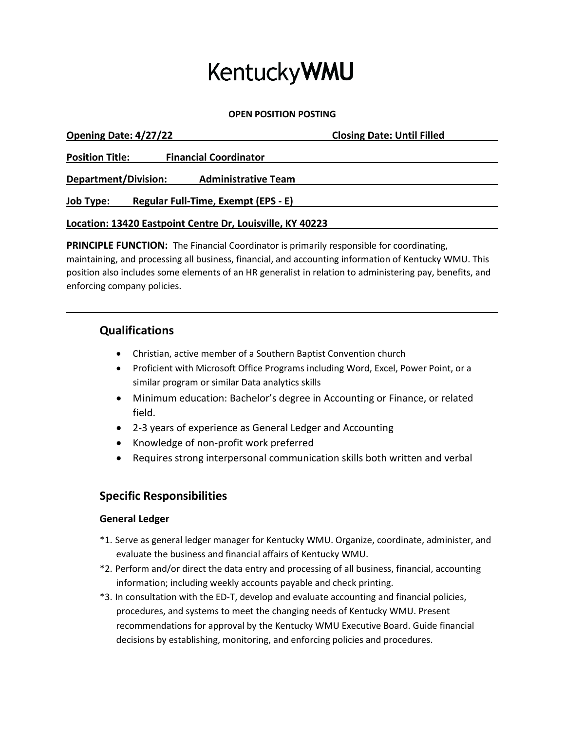# KentuckyWMU

**OPEN POSITION POSTING**

**Opening Date: 4/27/22** **Closing Date: Until Filled**

**Position Title: Financial Coordinator**

**Department/Division: Administrative Team**

**Job Type: Regular Full-Time, Exempt (EPS - E)**

**Location: 13420 Eastpoint Centre Dr, Louisville, KY 40223**

**PRINCIPLE FUNCTION:** The Financial Coordinator is primarily responsible for coordinating, maintaining, and processing all business, financial, and accounting information of Kentucky WMU. This position also includes some elements of an HR generalist in relation to administering pay, benefits, and enforcing company policies.

---

## Qualifications

- Christian, active member of a Southern Baptist Convention church
- Proficient with Microsoft Office Programs including Word, Excel, Power Point, or a similar program or similar Data analytics skills
- Minimum education: Bachelor's degree in Accounting or Finance, or related field.
- 2-3 years of experience as General Ledger and Accounting
- Knowledge of non-profit work preferred
- Requires strong interpersonal communication skills both written and verbal

## Specific Responsibilities

### General Ledger

*1. Serve as general ledger manager for Kentucky WMU. Organize, coordinate, administer, and evaluate the business and financial affairs of Kentucky WMU.

*2. Perform and/or direct the data entry and processing of all business, financial, accounting information; including weekly accounts payable and check printing.

*3. In consultation with the ED-T, develop and evaluate accounting and financial policies, procedures, and systems to meet the changing needs of Kentucky WMU. Present recommendations for approval by the Kentucky WMU Executive Board. Guide financial decisions by establishing, monitoring, and enforcing policies and procedures.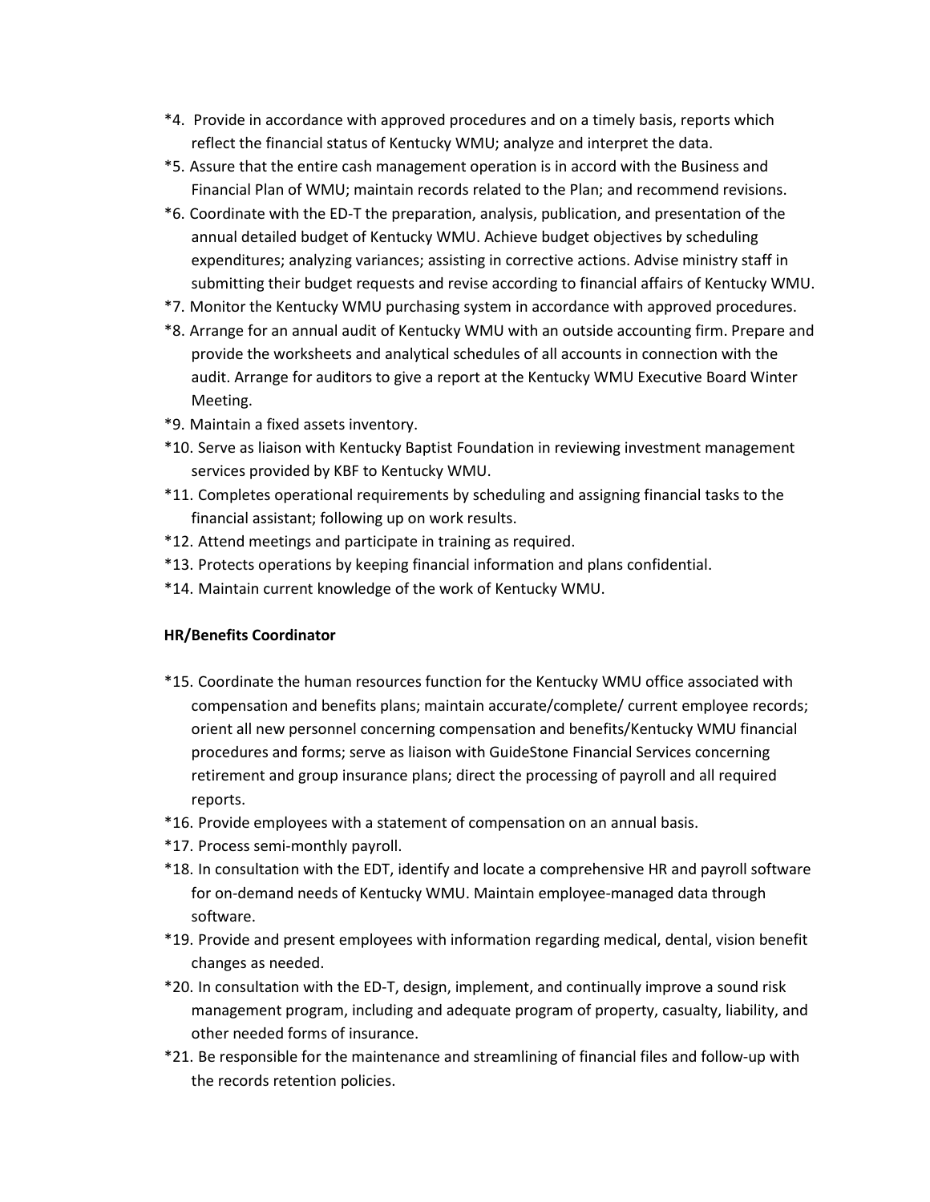*4. Provide in accordance with approved procedures and on a timely basis, reports which reflect the financial status of Kentucky WMU; analyze and interpret the data.

*5. Assure that the entire cash management operation is in accord with the Business and Financial Plan of WMU; maintain records related to the Plan; and recommend revisions.

*6. Coordinate with the ED-T the preparation, analysis, publication, and presentation of the annual detailed budget of Kentucky WMU. Achieve budget objectives by scheduling expenditures; analyzing variances; assisting in corrective actions. Advise ministry staff in submitting their budget requests and revise according to financial affairs of Kentucky WMU.

*7. Monitor the Kentucky WMU purchasing system in accordance with approved procedures.

*8. Arrange for an annual audit of Kentucky WMU with an outside accounting firm. Prepare and provide the worksheets and analytical schedules of all accounts in connection with the audit. Arrange for auditors to give a report at the Kentucky WMU Executive Board Winter Meeting.

*9. Maintain a fixed assets inventory.

*10. Serve as liaison with Kentucky Baptist Foundation in reviewing investment management services provided by KBF to Kentucky WMU.

*11. Completes operational requirements by scheduling and assigning financial tasks to the financial assistant; following up on work results.

*12. Attend meetings and participate in training as required.

*13. Protects operations by keeping financial information and plans confidential.

*14. Maintain current knowledge of the work of Kentucky WMU.

**HR/Benefits Coordinator**

*15. Coordinate the human resources function for the Kentucky WMU office associated with compensation and benefits plans; maintain accurate/complete/ current employee records; orient all new personnel concerning compensation and benefits/Kentucky WMU financial procedures and forms; serve as liaison with GuideStone Financial Services concerning retirement and group insurance plans; direct the processing of payroll and all required reports.

*16. Provide employees with a statement of compensation on an annual basis.

*17. Process semi-monthly payroll.

*18. In consultation with the EDT, identify and locate a comprehensive HR and payroll software for on-demand needs of Kentucky WMU. Maintain employee-managed data through software.

*19. Provide and present employees with information regarding medical, dental, vision benefit changes as needed.

*20. In consultation with the ED-T, design, implement, and continually improve a sound risk management program, including and adequate program of property, casualty, liability, and other needed forms of insurance.

*21. Be responsible for the maintenance and streamlining of financial files and follow-up with the records retention policies.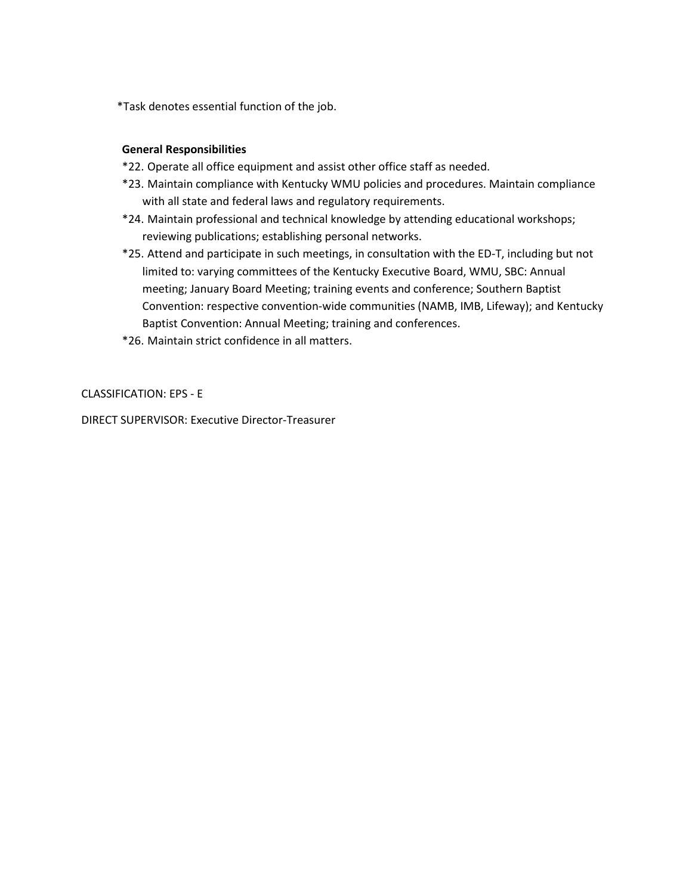*Task denotes essential function of the job.

**General Responsibilities**

*22. Operate all office equipment and assist other office staff as needed.

*23. Maintain compliance with Kentucky WMU policies and procedures. Maintain compliance with all state and federal laws and regulatory requirements.

*24. Maintain professional and technical knowledge by attending educational workshops; reviewing publications; establishing personal networks.

*25. Attend and participate in such meetings, in consultation with the ED-T, including but not limited to: varying committees of the Kentucky Executive Board, WMU, SBC: Annual meeting; January Board Meeting; training events and conference; Southern Baptist Convention: respective convention-wide communities (NAMB, IMB, Lifeway); and Kentucky Baptist Convention: Annual Meeting; training and conferences.

*26. Maintain strict confidence in all matters.

CLASSIFICATION: EPS - E

DIRECT SUPERVISOR: Executive Director-Treasurer